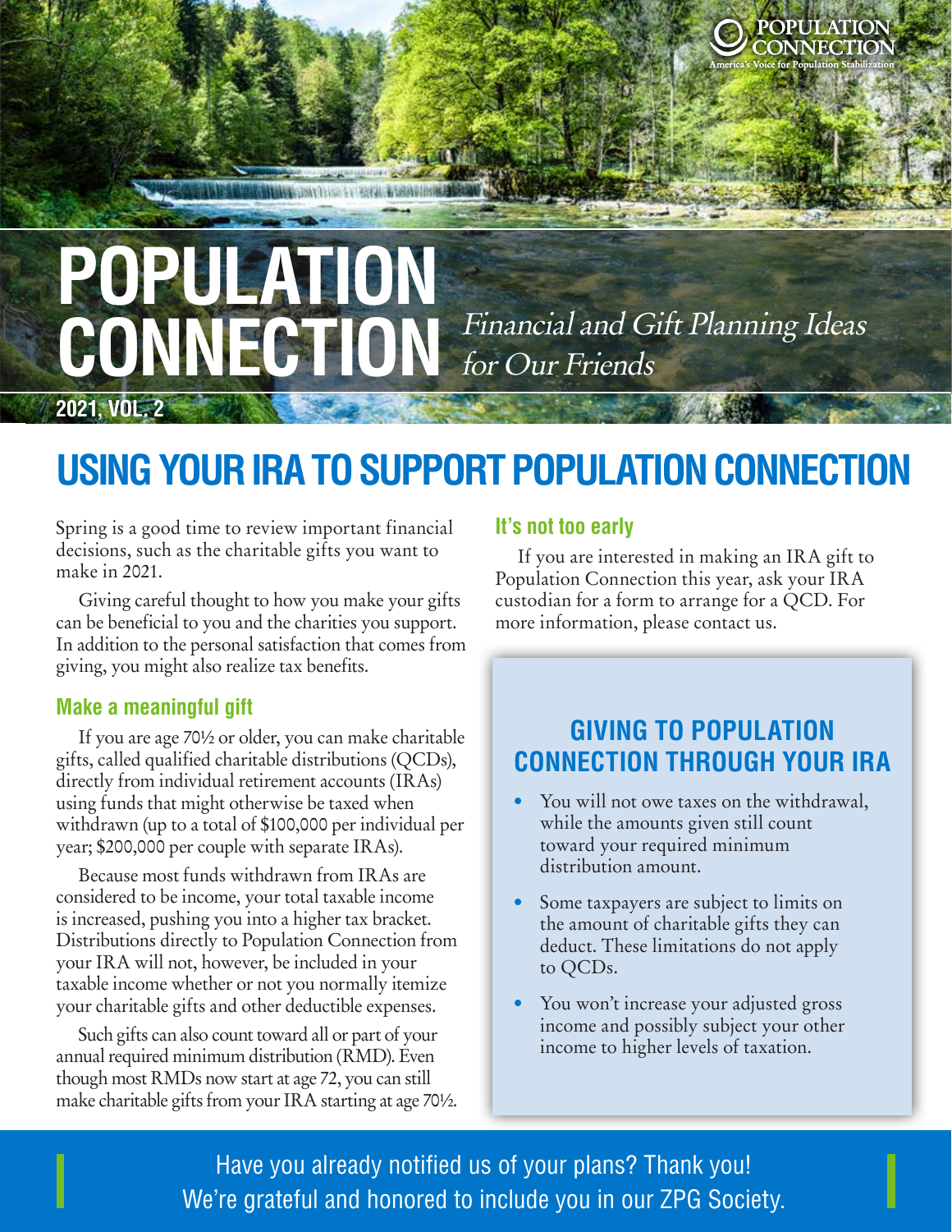POPULATION CONNECTION
America's Voice for Population Stabilization

# POPULATION CONNECTION

*Financial and Gift Planning Ideas for Our Friends*

**2021, VOL. 2**

# USING YOUR IRA TO SUPPORT POPULATION CONNECTION

Spring is a good time to review important financial decisions, such as the charitable gifts you want to make in 2021.

Giving careful thought to how you make your gifts can be beneficial to you and the charities you support. In addition to the personal satisfaction that comes from giving, you might also realize tax benefits.

## Make a meaningful gift

If you are age 70½ or older, you can make charitable gifts, called qualified charitable distributions (QCDs), directly from individual retirement accounts (IRAs) using funds that might otherwise be taxed when withdrawn (up to a total of $100,000 per individual per year; $200,000 per couple with separate IRAs).

Because most funds withdrawn from IRAs are considered to be income, your total taxable income is increased, pushing you into a higher tax bracket. Distributions directly to Population Connection from your IRA will not, however, be included in your taxable income whether or not you normally itemize your charitable gifts and other deductible expenses.

Such gifts can also count toward all or part of your annual required minimum distribution (RMD). Even though most RMDs now start at age 72, you can still make charitable gifts from your IRA starting at age 70½.

## It's not too early

If you are interested in making an IRA gift to Population Connection this year, ask your IRA custodian for a form to arrange for a QCD. For more information, please contact us.

## GIVING TO POPULATION CONNECTION THROUGH YOUR IRA

- You will not owe taxes on the withdrawal, while the amounts given still count toward your required minimum distribution amount.
- Some taxpayers are subject to limits on the amount of charitable gifts they can deduct. These limitations do not apply to QCDs.
- You won't increase your adjusted gross income and possibly subject your other income to higher levels of taxation.

Have you already notified us of your plans? Thank you!
We're grateful and honored to include you in our ZPG Society.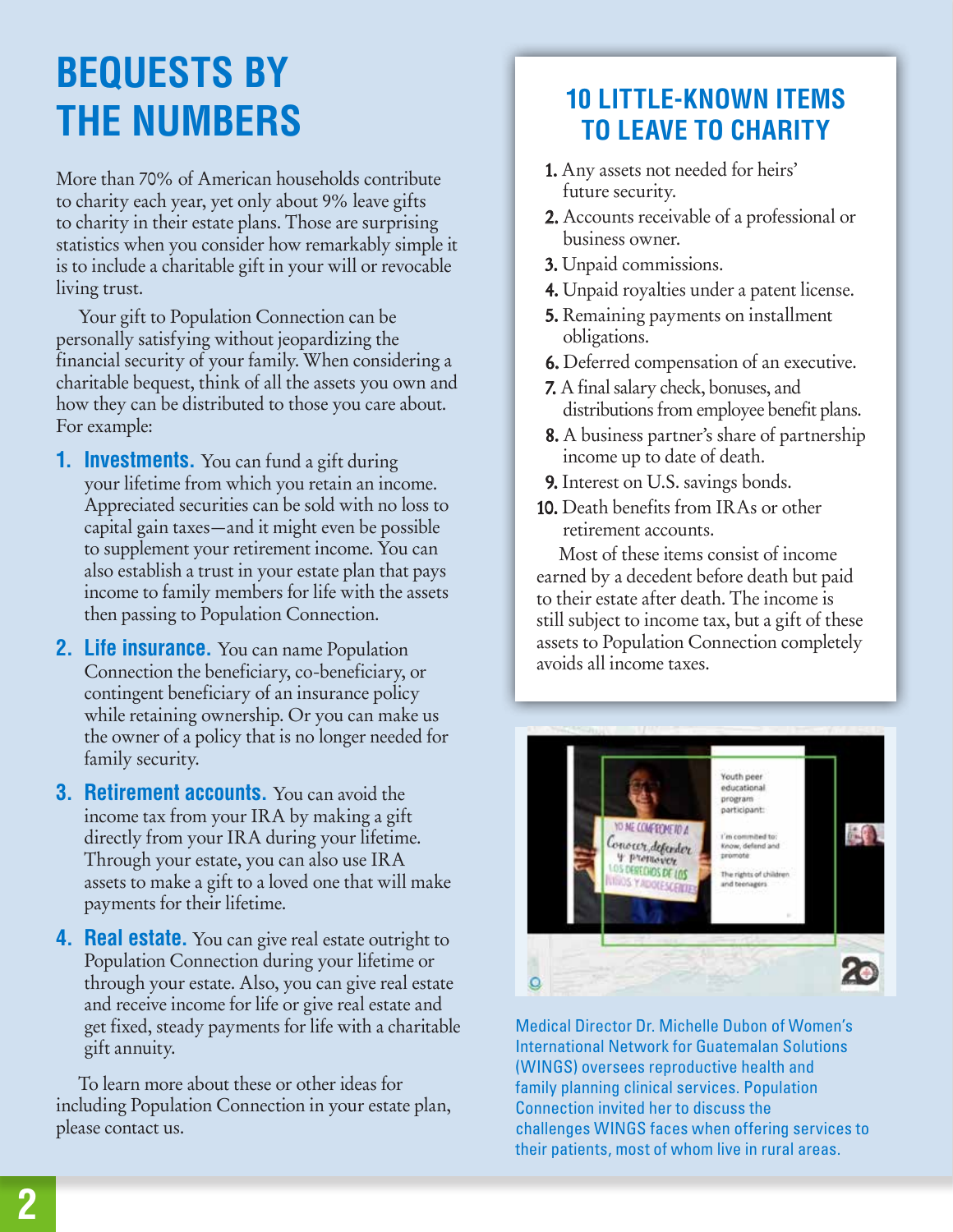# BEQUESTS BY THE NUMBERS

More than 70% of American households contribute to charity each year, yet only about 9% leave gifts to charity in their estate plans. Those are surprising statistics when you consider how remarkably simple it is to include a charitable gift in your will or revocable living trust.

Your gift to Population Connection can be personally satisfying without jeopardizing the financial security of your family. When considering a charitable bequest, think of all the assets you own and how they can be distributed to those you care about. For example:

1. **Investments.** You can fund a gift during your lifetime from which you retain an income. Appreciated securities can be sold with no loss to capital gain taxes—and it might even be possible to supplement your retirement income. You can also establish a trust in your estate plan that pays income to family members for life with the assets then passing to Population Connection.
2. **Life insurance.** You can name Population Connection the beneficiary, co-beneficiary, or contingent beneficiary of an insurance policy while retaining ownership. Or you can make us the owner of a policy that is no longer needed for family security.
3. **Retirement accounts.** You can avoid the income tax from your IRA by making a gift directly from your IRA during your lifetime. Through your estate, you can also use IRA assets to make a gift to a loved one that will make payments for their lifetime.
4. **Real estate.** You can give real estate outright to Population Connection during your lifetime or through your estate. Also, you can give real estate and receive income for life or give real estate and get fixed, steady payments for life with a charitable gift annuity.

To learn more about these or other ideas for including Population Connection in your estate plan, please contact us.

## 10 LITTLE-KNOWN ITEMS TO LEAVE TO CHARITY

1. Any assets not needed for heirs' future security.
2. Accounts receivable of a professional or business owner.
3. Unpaid commissions.
4. Unpaid royalties under a patent license.
5. Remaining payments on installment obligations.
6. Deferred compensation of an executive.
7. A final salary check, bonuses, and distributions from employee benefit plans.
8. A business partner's share of partnership income up to date of death.
9. Interest on U.S. savings bonds.
10. Death benefits from IRAs or other retirement accounts.

Most of these items consist of income earned by a decedent before death but paid to their estate after death. The income is still subject to income tax, but a gift of these assets to Population Connection completely avoids all income taxes.

Medical Director Dr. Michelle Dubon of Women's International Network for Guatemalan Solutions (WINGS) oversees reproductive health and family planning clinical services. Population Connection invited her to discuss the challenges WINGS faces when offering services to their patients, most of whom live in rural areas.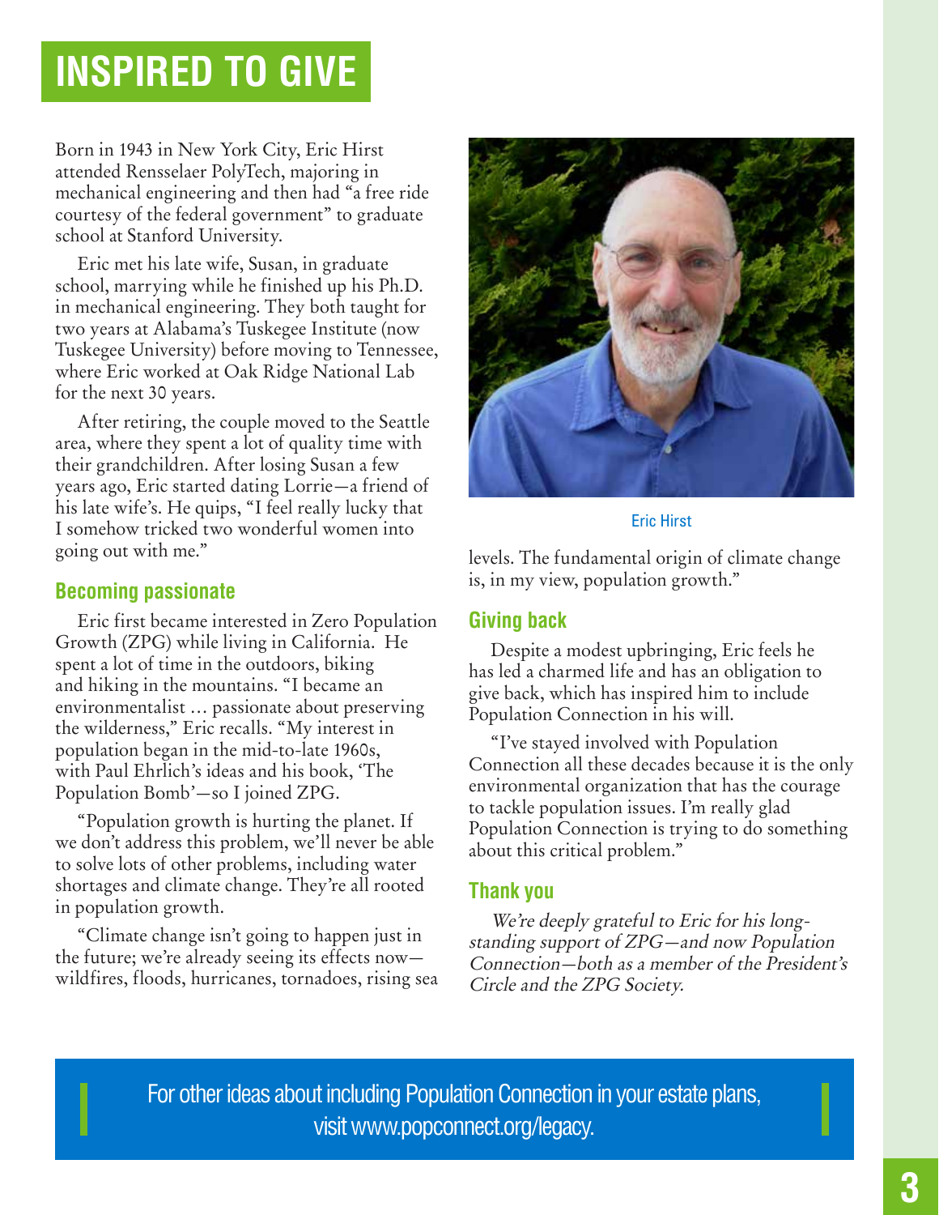# INSPIRED TO GIVE

Born in 1943 in New York City, Eric Hirst attended Rensselaer PolyTech, majoring in mechanical engineering and then had "a free ride courtesy of the federal government" to graduate school at Stanford University.

Eric met his late wife, Susan, in graduate school, marrying while he finished up his Ph.D. in mechanical engineering. They both taught for two years at Alabama's Tuskegee Institute (now Tuskegee University) before moving to Tennessee, where Eric worked at Oak Ridge National Lab for the next 30 years.

After retiring, the couple moved to the Seattle area, where they spent a lot of quality time with their grandchildren. After losing Susan a few years ago, Eric started dating Lorrie—a friend of his late wife's. He quips, "I feel really lucky that I somehow tricked two wonderful women into going out with me."

## Becoming passionate

Eric first became interested in Zero Population Growth (ZPG) while living in California. He spent a lot of time in the outdoors, biking and hiking in the mountains. "I became an environmentalist … passionate about preserving the wilderness," Eric recalls. "My interest in population began in the mid-to-late 1960s, with Paul Ehrlich's ideas and his book, 'The Population Bomb'—so I joined ZPG.

"Population growth is hurting the planet. If we don't address this problem, we'll never be able to solve lots of other problems, including water shortages and climate change. They're all rooted in population growth.

"Climate change isn't going to happen just in the future; we're already seeing its effects now—wildfires, floods, hurricanes, tornadoes, rising sea levels. The fundamental origin of climate change is, in my view, population growth."

Eric Hirst

## Giving back

Despite a modest upbringing, Eric feels he has led a charmed life and has an obligation to give back, which has inspired him to include Population Connection in his will.

"I've stayed involved with Population Connection all these decades because it is the only environmental organization that has the courage to tackle population issues. I'm really glad Population Connection is trying to do something about this critical problem."

## Thank you

*We're deeply grateful to Eric for his long-standing support of ZPG—and now Population Connection—both as a member of the President's Circle and the ZPG Society.*

For other ideas about including Population Connection in your estate plans, visit www.popconnect.org/legacy.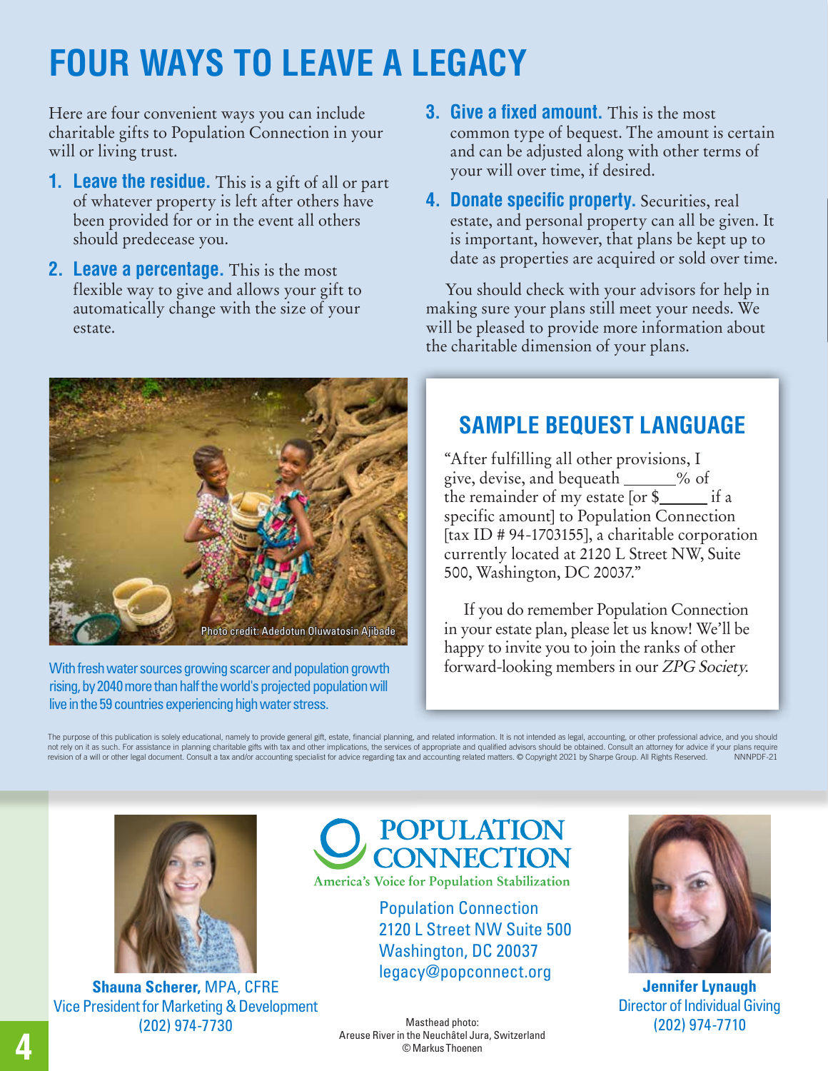# FOUR WAYS TO LEAVE A LEGACY

Here are four convenient ways you can include charitable gifts to Population Connection in your will or living trust.

1. **Leave the residue.** This is a gift of all or part of whatever property is left after others have been provided for or in the event all others should predecease you.
2. **Leave a percentage.** This is the most flexible way to give and allows your gift to automatically change with the size of your estate.
3. **Give a fixed amount.** This is the most common type of bequest. The amount is certain and can be adjusted along with other terms of your will over time, if desired.
4. **Donate specific property.** Securities, real estate, and personal property can all be given. It is important, however, that plans be kept up to date as properties are acquired or sold over time.

You should check with your advisors for help in making sure your plans still meet your needs. We will be pleased to provide more information about the charitable dimension of your plans.

Photo credit: Adedotun Oluwatosin Ajibade

With fresh water sources growing scarcer and population growth rising, by 2040 more than half the world's projected population will live in the 59 countries experiencing high water stress.

## SAMPLE BEQUEST LANGUAGE

"After fulfilling all other provisions, I give, devise, and bequeath ______% of the remainder of my estate [or $______ if a specific amount] to Population Connection [tax ID # 94-1703155], a charitable corporation currently located at 2120 L Street NW, Suite 500, Washington, DC 20037."

If you do remember Population Connection in your estate plan, please let us know! We'll be happy to invite you to join the ranks of other forward-looking members in our *ZPG Society.*

The purpose of this publication is solely educational, namely to provide general gift, estate, financial planning, and related information. It is not intended as legal, accounting, or other professional advice, and you should not rely on it as such. For assistance in planning charitable gifts with tax and other implications, the services of appropriate and qualified advisors should be obtained. Consult an attorney for advice if your plans require revision of a will or other legal document. Consult a tax and/or accounting specialist for advice regarding tax and accounting related matters. © Copyright 2021 by Sharpe Group. All Rights Reserved. NNNPDF-21

**Shauna Scherer,** MPA, CFRE
Vice President for Marketing & Development
(202) 974-7730

POPULATION CONNECTION
America's Voice for Population Stabilization

Population Connection
2120 L Street NW Suite 500
Washington, DC 20037
legacy@popconnect.org

**Jennifer Lynaugh**
Director of Individual Giving
(202) 974-7710

Masthead photo:
Areuse River in the Neuchâtel Jura, Switzerland
© Markus Thoenen